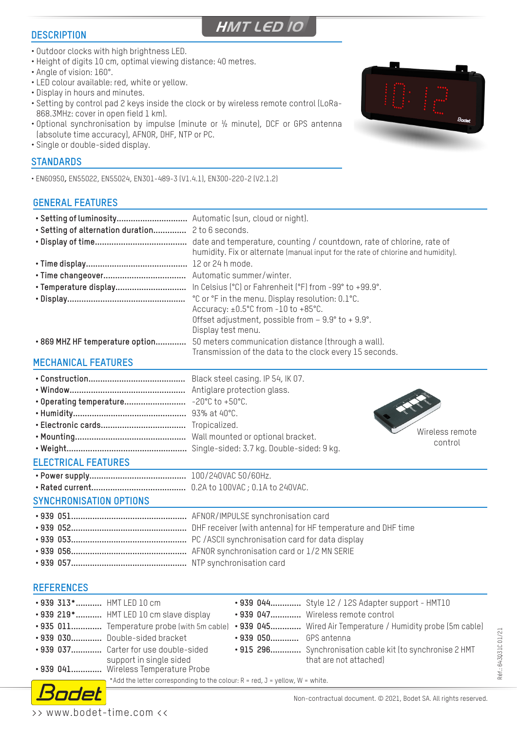# HMT LED 10

## DESCRIPTION

- Outdoor clocks with high brightness LED.
- Height of digits 10 cm, optimal viewing distance: 40 metres.
- Angle of vision: 160°.
- LED colour available: red, white or yellow.
- Display in hours and minutes.
- Setting by control pad 2 keys inside the clock or by wireless remote control (LoRa-868.3MHz: cover in open field 1 km).
- Optional synchronisation by impulse (minute or ½ minute), DCF or GPS antenna (absolute time accuracy), AFNOR, DHF, NTP or PC.
- Single or double-sided display.

## STANDARDS

- EN60950, EN55022, EN55024, EN301-489-3 (V1.4.1), EN300-220-2 (V2.1.2)

## GENERAL FEATURES

- **Setting of luminosity**: Automatic (sun, cloud or night).
- **Setting of alternation duration**: 2 to 6 seconds.
- **Display of time**: date and temperature, counting / countdown, rate of chlorine, rate of humidity. Fix or alternate (manual input for the rate of chlorine and humidity).
- **Time display**: 12 or 24 h mode.
- **Time changeover**: Automatic summer/winter.
- **Temperature display**: In Celsius (°C) or Fahrenheit (°F) from -99° to +99.9°.
- **Display**: °C or °F in the menu. Display resolution: 0.1°C. Accuracy: ±0.5°C from -10 to +85°C. Offset adjustment, possible from – 9.9° to + 9.9°. Display test menu.
- **869 MHZ HF temperature option**: 50 meters communication distance (through a wall). Transmission of the data to the clock every 15 seconds.

## MECHANICAL FEATURES

- **Construction**: Black steel casing. IP 54, IK 07.
- **Window**: Antiglare protection glass.
- **Operating temperature**: -20°C to +50°C.
- **Humidity**: 93% at 40°C.
- **Electronic cards**: Tropicalized.
- **Mounting**: Wall mounted or optional bracket.
- **Weight**: Single-sided: 3.7 kg. Double-sided: 9 kg.

Wireless remote control

## ELECTRICAL FEATURES

- **Power supply**: 100/240VAC 50/60Hz.
- **Rated current**: 0.2A to 100VAC ; 0.1A to 240VAC.

## SYNCHRONISATION OPTIONS

- **939 051**: AFNOR/IMPULSE synchronisation card
- **939 052**: DHF receiver (with antenna) for HF temperature and DHF time
- **939 053**: PC /ASCII synchronisation card for data display
- **939 056**: AFNOR synchronisation card or 1/2 MN SERIE
- **939 057**: NTP synchronisation card

## REFERENCES

- **939 313***: HMT LED 10 cm
- **939 219***: HMT LED 10 cm slave display
- **935 011**: Temperature probe (with 5m cable)
- **939 030**: Double-sided bracket
- **939 037**: Carter for use double-sided support in single sided
- **939 041**: Wireless Tempetature Probe
- **939 044**: Style 12 / 12S Adapter support - HMT10
- **939 047**: Wireless remote control
- **939 045**: Wired Air Temperature / Humidity probe (5m cable)
- **939 050**: GPS antenna
- **915 296**: Synchronisation cable kit (to synchronise 2 HMT that are not attached)

*Add the letter corresponding to the colour: R = red, J = yellow, W = white.

Réf.: 643031C 01/21

Bodet

Non-contractual document. © 2021, Bodet SA. All rights reserved.

>> www.bodet-time.com <<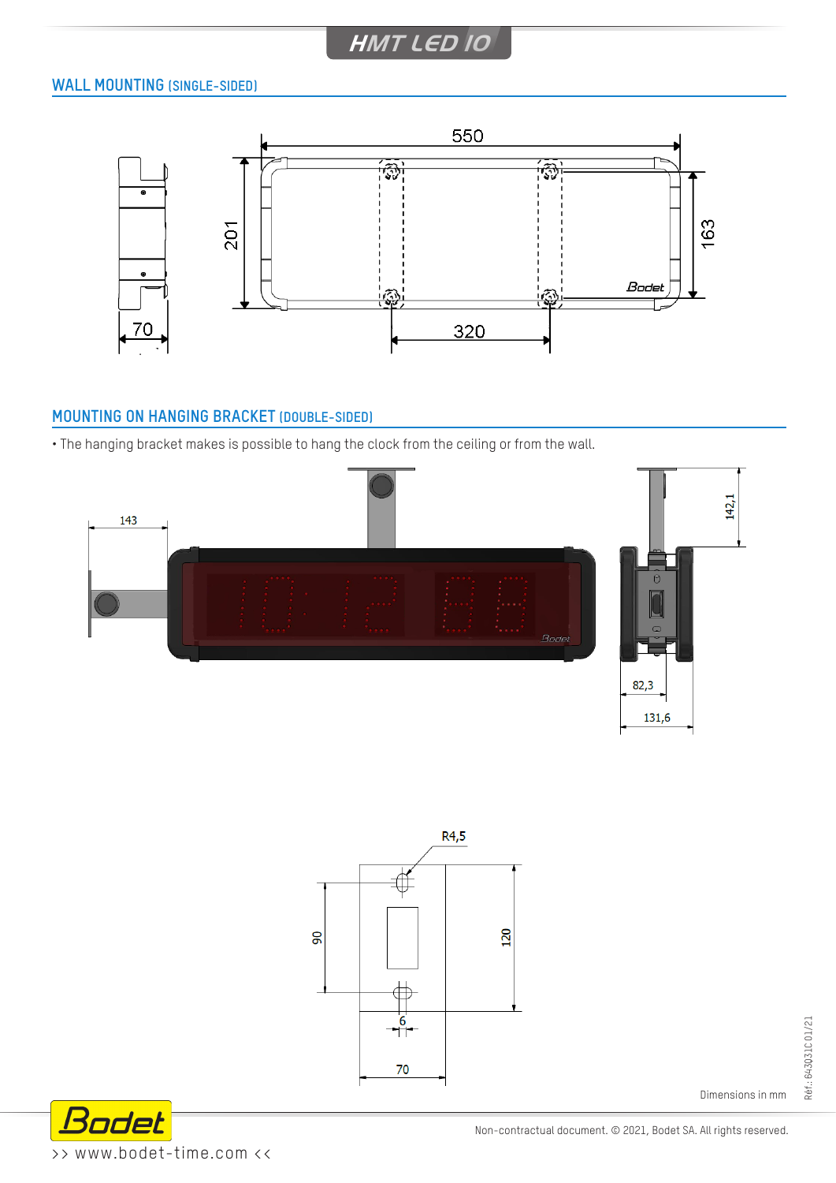## WALL MOUNTING (SINGLE-SIDED)

550

201

163

70

320

Bodet

## MOUNTING ON HANGING BRACKET (DOUBLE-SIDED)

- The hanging bracket makes is possible to hang the clock from the ceiling or from the wall.

143

142,1

82,3

131,6

R4,5

90

120

6

70

Dimensions in mm

Réf.: 643031C 01/21

>> www.bodet-time.com <<

Non-contractual document. © 2021, Bodet SA. All rights reserved.